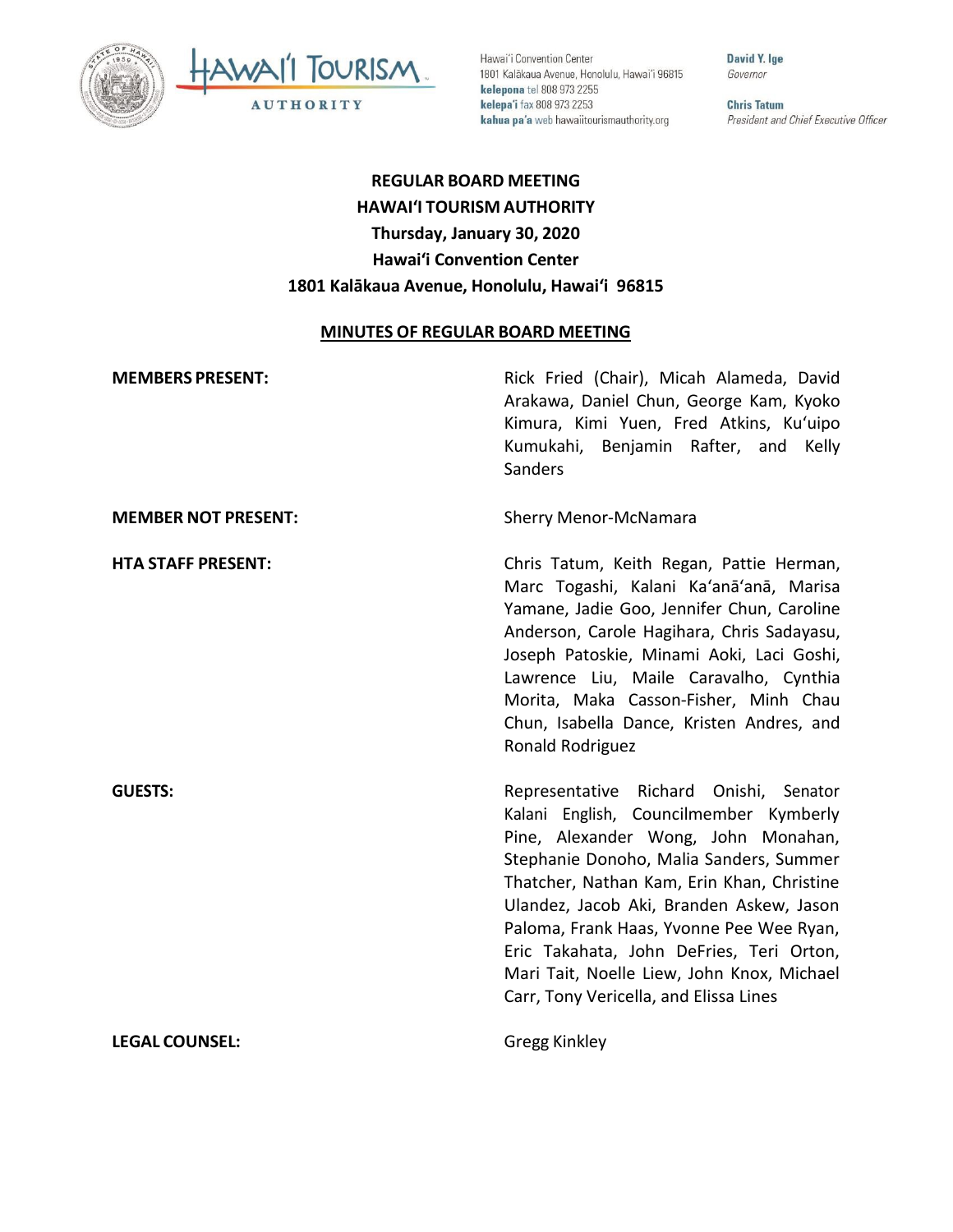Hawaiʻi Convention Center
1801 Kalākaua Avenue, Honolulu, Hawaiʻi 96815
**kelepona** tel 808 973 2255
**kelepaʻi** fax 808 973 2253
**kahua paʻa** web hawaiitourismauthority.org

**David Y. Ige**
*Governor*

**Chris Tatum**
*President and Chief Executive Officer*

# REGULAR BOARD MEETING
# HAWAIʻI TOURISM AUTHORITY
# Thursday, January 30, 2020
# Hawaiʻi Convention Center
# 1801 Kalākaua Avenue, Honolulu, Hawaiʻi 96815

## MINUTES OF REGULAR BOARD MEETING

**MEMBERS PRESENT:** Rick Fried (Chair), Micah Alameda, David Arakawa, Daniel Chun, George Kam, Kyoko Kimura, Kimi Yuen, Fred Atkins, Kuʻuipo Kumukahi, Benjamin Rafter, and Kelly Sanders

**MEMBER NOT PRESENT:** Sherry Menor-McNamara

**HTA STAFF PRESENT:** Chris Tatum, Keith Regan, Pattie Herman, Marc Togashi, Kalani Kaʻanāʻanā, Marisa Yamane, Jadie Goo, Jennifer Chun, Caroline Anderson, Carole Hagihara, Chris Sadayasu, Joseph Patoskie, Minami Aoki, Laci Goshi, Lawrence Liu, Maile Caravalho, Cynthia Morita, Maka Casson-Fisher, Minh Chau Chun, Isabella Dance, Kristen Andres, and Ronald Rodriguez

**GUESTS:** Representative Richard Onishi, Senator Kalani English, Councilmember Kymberly Pine, Alexander Wong, John Monahan, Stephanie Donoho, Malia Sanders, Summer Thatcher, Nathan Kam, Erin Khan, Christine Ulandez, Jacob Aki, Branden Askew, Jason Paloma, Frank Haas, Yvonne Pee Wee Ryan, Eric Takahata, John DeFries, Teri Orton, Mari Tait, Noelle Liew, John Knox, Michael Carr, Tony Vericella, and Elissa Lines

**LEGAL COUNSEL:** Gregg Kinkley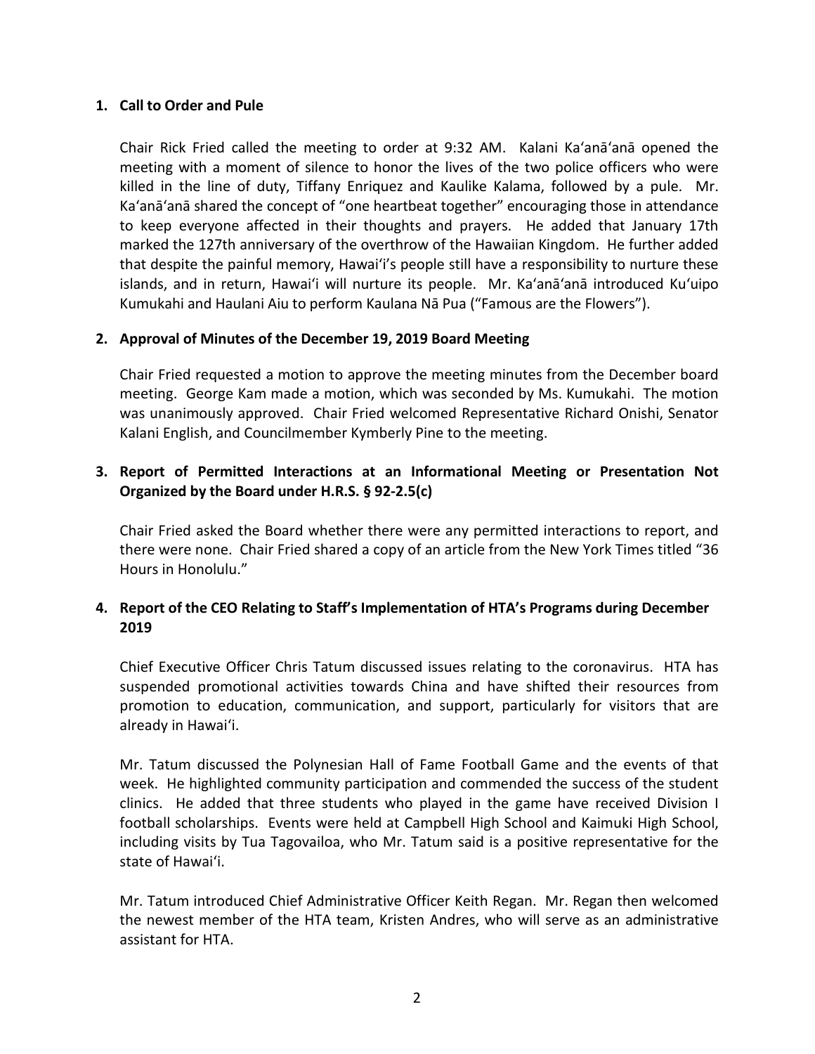## 1. Call to Order and Pule

Chair Rick Fried called the meeting to order at 9:32 AM. Kalani Ka'anā'anā opened the meeting with a moment of silence to honor the lives of the two police officers who were killed in the line of duty, Tiffany Enriquez and Kaulike Kalama, followed by a pule. Mr. Ka'anā'anā shared the concept of "one heartbeat together" encouraging those in attendance to keep everyone affected in their thoughts and prayers. He added that January 17th marked the 127th anniversary of the overthrow of the Hawaiian Kingdom. He further added that despite the painful memory, Hawai'i's people still have a responsibility to nurture these islands, and in return, Hawai'i will nurture its people. Mr. Ka'anā'anā introduced Ku'uipo Kumukahi and Haulani Aiu to perform Kaulana Nā Pua ("Famous are the Flowers").

## 2. Approval of Minutes of the December 19, 2019 Board Meeting

Chair Fried requested a motion to approve the meeting minutes from the December board meeting. George Kam made a motion, which was seconded by Ms. Kumukahi. The motion was unanimously approved. Chair Fried welcomed Representative Richard Onishi, Senator Kalani English, and Councilmember Kymberly Pine to the meeting.

## 3. Report of Permitted Interactions at an Informational Meeting or Presentation Not Organized by the Board under H.R.S. § 92-2.5(c)

Chair Fried asked the Board whether there were any permitted interactions to report, and there were none. Chair Fried shared a copy of an article from the New York Times titled "36 Hours in Honolulu."

## 4. Report of the CEO Relating to Staff's Implementation of HTA's Programs during December 2019

Chief Executive Officer Chris Tatum discussed issues relating to the coronavirus. HTA has suspended promotional activities towards China and have shifted their resources from promotion to education, communication, and support, particularly for visitors that are already in Hawai'i.

Mr. Tatum discussed the Polynesian Hall of Fame Football Game and the events of that week. He highlighted community participation and commended the success of the student clinics. He added that three students who played in the game have received Division I football scholarships. Events were held at Campbell High School and Kaimuki High School, including visits by Tua Tagovailoa, who Mr. Tatum said is a positive representative for the state of Hawai'i.

Mr. Tatum introduced Chief Administrative Officer Keith Regan. Mr. Regan then welcomed the newest member of the HTA team, Kristen Andres, who will serve as an administrative assistant for HTA.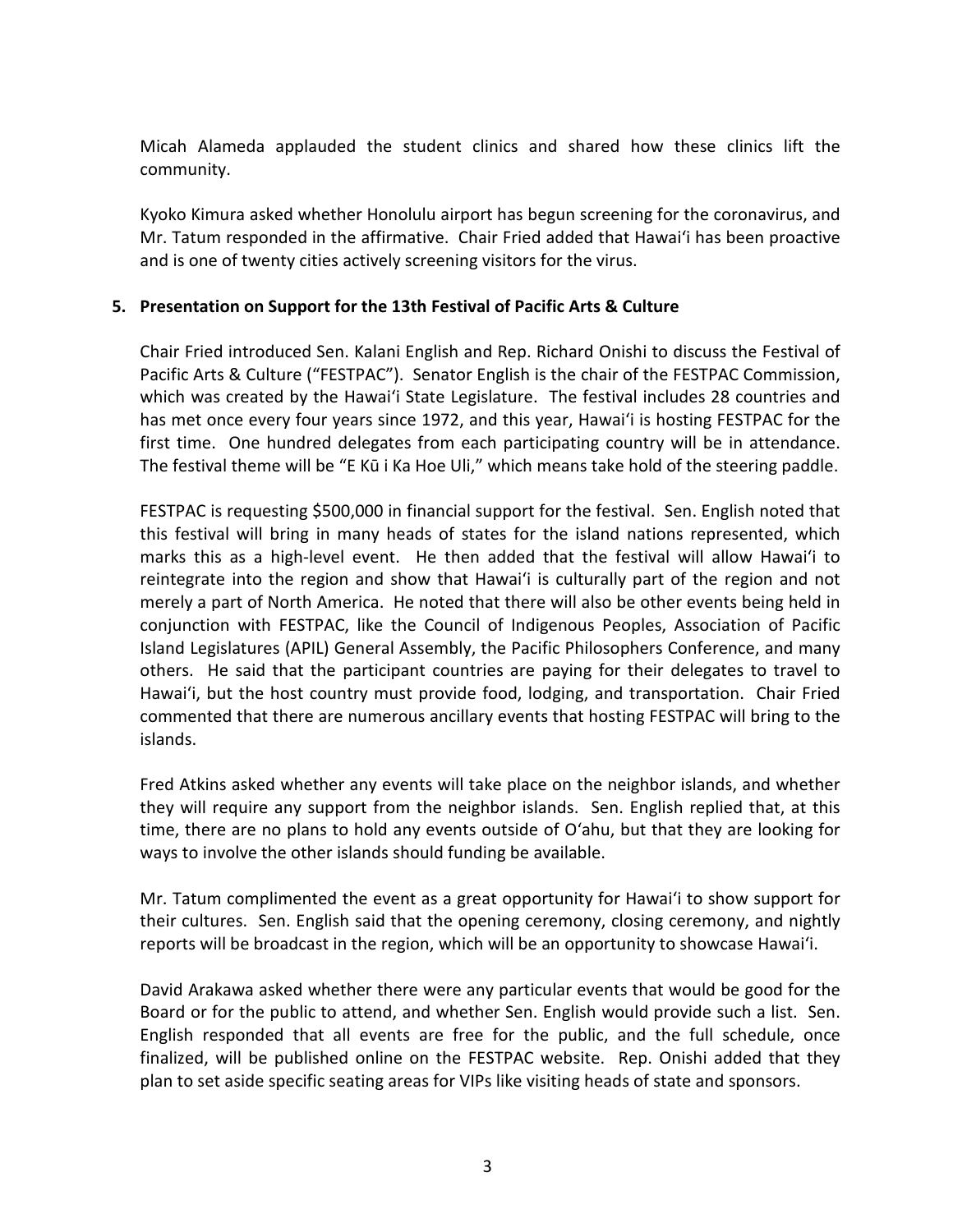Micah Alameda applauded the student clinics and shared how these clinics lift the community.

Kyoko Kimura asked whether Honolulu airport has begun screening for the coronavirus, and Mr. Tatum responded in the affirmative. Chair Fried added that Hawaiʻi has been proactive and is one of twenty cities actively screening visitors for the virus.

**5. Presentation on Support for the 13th Festival of Pacific Arts & Culture**

Chair Fried introduced Sen. Kalani English and Rep. Richard Onishi to discuss the Festival of Pacific Arts & Culture ("FESTPAC"). Senator English is the chair of the FESTPAC Commission, which was created by the Hawaiʻi State Legislature. The festival includes 28 countries and has met once every four years since 1972, and this year, Hawaiʻi is hosting FESTPAC for the first time. One hundred delegates from each participating country will be in attendance. The festival theme will be "E Kū i Ka Hoe Uli," which means take hold of the steering paddle.

FESTPAC is requesting $500,000 in financial support for the festival. Sen. English noted that this festival will bring in many heads of states for the island nations represented, which marks this as a high-level event. He then added that the festival will allow Hawaiʻi to reintegrate into the region and show that Hawaiʻi is culturally part of the region and not merely a part of North America. He noted that there will also be other events being held in conjunction with FESTPAC, like the Council of Indigenous Peoples, Association of Pacific Island Legislatures (APIL) General Assembly, the Pacific Philosophers Conference, and many others. He said that the participant countries are paying for their delegates to travel to Hawaiʻi, but the host country must provide food, lodging, and transportation. Chair Fried commented that there are numerous ancillary events that hosting FESTPAC will bring to the islands.

Fred Atkins asked whether any events will take place on the neighbor islands, and whether they will require any support from the neighbor islands. Sen. English replied that, at this time, there are no plans to hold any events outside of Oʻahu, but that they are looking for ways to involve the other islands should funding be available.

Mr. Tatum complimented the event as a great opportunity for Hawaiʻi to show support for their cultures. Sen. English said that the opening ceremony, closing ceremony, and nightly reports will be broadcast in the region, which will be an opportunity to showcase Hawaiʻi.

David Arakawa asked whether there were any particular events that would be good for the Board or for the public to attend, and whether Sen. English would provide such a list. Sen. English responded that all events are free for the public, and the full schedule, once finalized, will be published online on the FESTPAC website. Rep. Onishi added that they plan to set aside specific seating areas for VIPs like visiting heads of state and sponsors.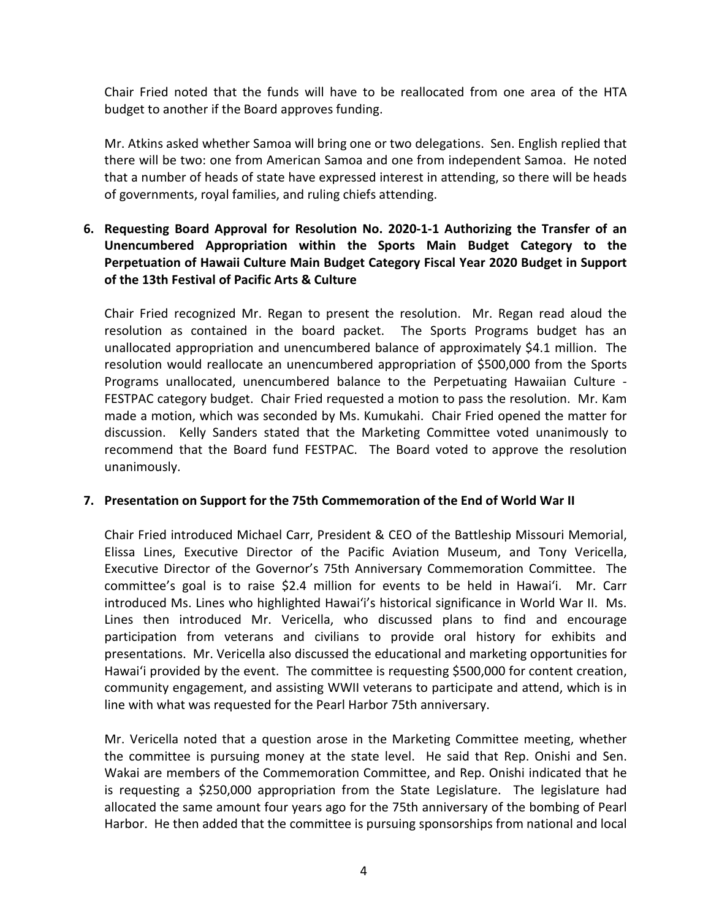Chair Fried noted that the funds will have to be reallocated from one area of the HTA budget to another if the Board approves funding.

Mr. Atkins asked whether Samoa will bring one or two delegations. Sen. English replied that there will be two: one from American Samoa and one from independent Samoa. He noted that a number of heads of state have expressed interest in attending, so there will be heads of governments, royal families, and ruling chiefs attending.

**6. Requesting Board Approval for Resolution No. 2020-1-1 Authorizing the Transfer of an Unencumbered Appropriation within the Sports Main Budget Category to the Perpetuation of Hawaii Culture Main Budget Category Fiscal Year 2020 Budget in Support of the 13th Festival of Pacific Arts & Culture**

Chair Fried recognized Mr. Regan to present the resolution. Mr. Regan read aloud the resolution as contained in the board packet. The Sports Programs budget has an unallocated appropriation and unencumbered balance of approximately $4.1 million. The resolution would reallocate an unencumbered appropriation of $500,000 from the Sports Programs unallocated, unencumbered balance to the Perpetuating Hawaiian Culture - FESTPAC category budget. Chair Fried requested a motion to pass the resolution. Mr. Kam made a motion, which was seconded by Ms. Kumukahi. Chair Fried opened the matter for discussion. Kelly Sanders stated that the Marketing Committee voted unanimously to recommend that the Board fund FESTPAC. The Board voted to approve the resolution unanimously.

**7. Presentation on Support for the 75th Commemoration of the End of World War II**

Chair Fried introduced Michael Carr, President & CEO of the Battleship Missouri Memorial, Elissa Lines, Executive Director of the Pacific Aviation Museum, and Tony Vericella, Executive Director of the Governor's 75th Anniversary Commemoration Committee. The committee's goal is to raise $2.4 million for events to be held in Hawai'i. Mr. Carr introduced Ms. Lines who highlighted Hawai'i's historical significance in World War II. Ms. Lines then introduced Mr. Vericella, who discussed plans to find and encourage participation from veterans and civilians to provide oral history for exhibits and presentations. Mr. Vericella also discussed the educational and marketing opportunities for Hawai'i provided by the event. The committee is requesting $500,000 for content creation, community engagement, and assisting WWII veterans to participate and attend, which is in line with what was requested for the Pearl Harbor 75th anniversary.

Mr. Vericella noted that a question arose in the Marketing Committee meeting, whether the committee is pursuing money at the state level. He said that Rep. Onishi and Sen. Wakai are members of the Commemoration Committee, and Rep. Onishi indicated that he is requesting a $250,000 appropriation from the State Legislature. The legislature had allocated the same amount four years ago for the 75th anniversary of the bombing of Pearl Harbor. He then added that the committee is pursuing sponsorships from national and local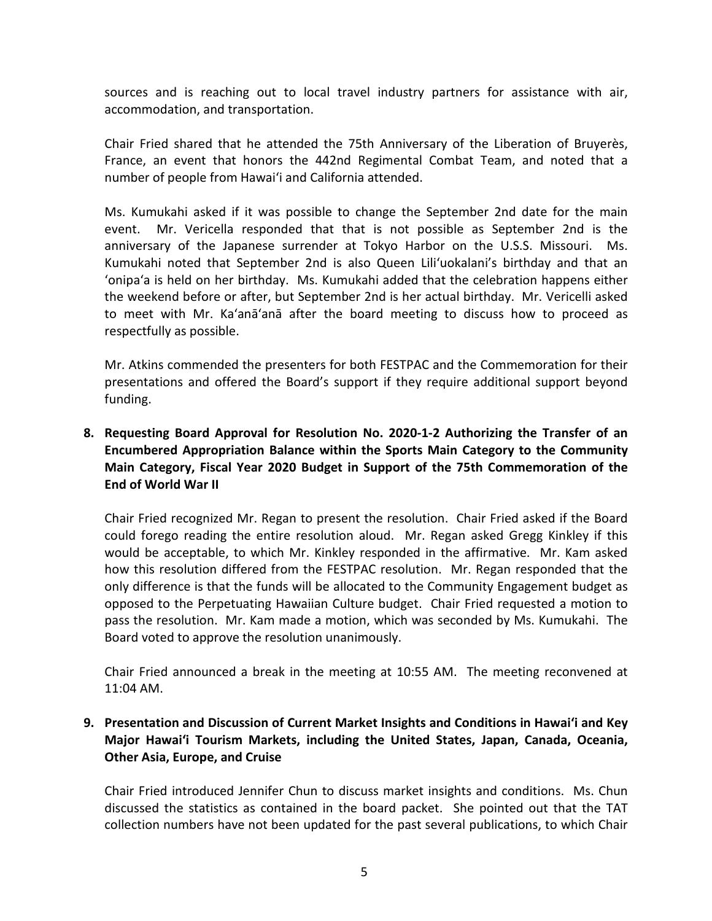sources and is reaching out to local travel industry partners for assistance with air, accommodation, and transportation.

Chair Fried shared that he attended the 75th Anniversary of the Liberation of Bruyerès, France, an event that honors the 442nd Regimental Combat Team, and noted that a number of people from Hawai‘i and California attended.

Ms. Kumukahi asked if it was possible to change the September 2nd date for the main event. Mr. Vericella responded that that is not possible as September 2nd is the anniversary of the Japanese surrender at Tokyo Harbor on the U.S.S. Missouri. Ms. Kumukahi noted that September 2nd is also Queen Lili‘uokalani’s birthday and that an ‘onipa‘a is held on her birthday. Ms. Kumukahi added that the celebration happens either the weekend before or after, but September 2nd is her actual birthday. Mr. Vericelli asked to meet with Mr. Ka‘anā‘anā after the board meeting to discuss how to proceed as respectfully as possible.

Mr. Atkins commended the presenters for both FESTPAC and the Commemoration for their presentations and offered the Board’s support if they require additional support beyond funding.

**8. Requesting Board Approval for Resolution No. 2020-1-2 Authorizing the Transfer of an Encumbered Appropriation Balance within the Sports Main Category to the Community Main Category, Fiscal Year 2020 Budget in Support of the 75th Commemoration of the End of World War II**

Chair Fried recognized Mr. Regan to present the resolution. Chair Fried asked if the Board could forego reading the entire resolution aloud. Mr. Regan asked Gregg Kinkley if this would be acceptable, to which Mr. Kinkley responded in the affirmative. Mr. Kam asked how this resolution differed from the FESTPAC resolution. Mr. Regan responded that the only difference is that the funds will be allocated to the Community Engagement budget as opposed to the Perpetuating Hawaiian Culture budget. Chair Fried requested a motion to pass the resolution. Mr. Kam made a motion, which was seconded by Ms. Kumukahi. The Board voted to approve the resolution unanimously.

Chair Fried announced a break in the meeting at 10:55 AM. The meeting reconvened at 11:04 AM.

**9. Presentation and Discussion of Current Market Insights and Conditions in Hawai‘i and Key Major Hawai‘i Tourism Markets, including the United States, Japan, Canada, Oceania, Other Asia, Europe, and Cruise**

Chair Fried introduced Jennifer Chun to discuss market insights and conditions. Ms. Chun discussed the statistics as contained in the board packet. She pointed out that the TAT collection numbers have not been updated for the past several publications, to which Chair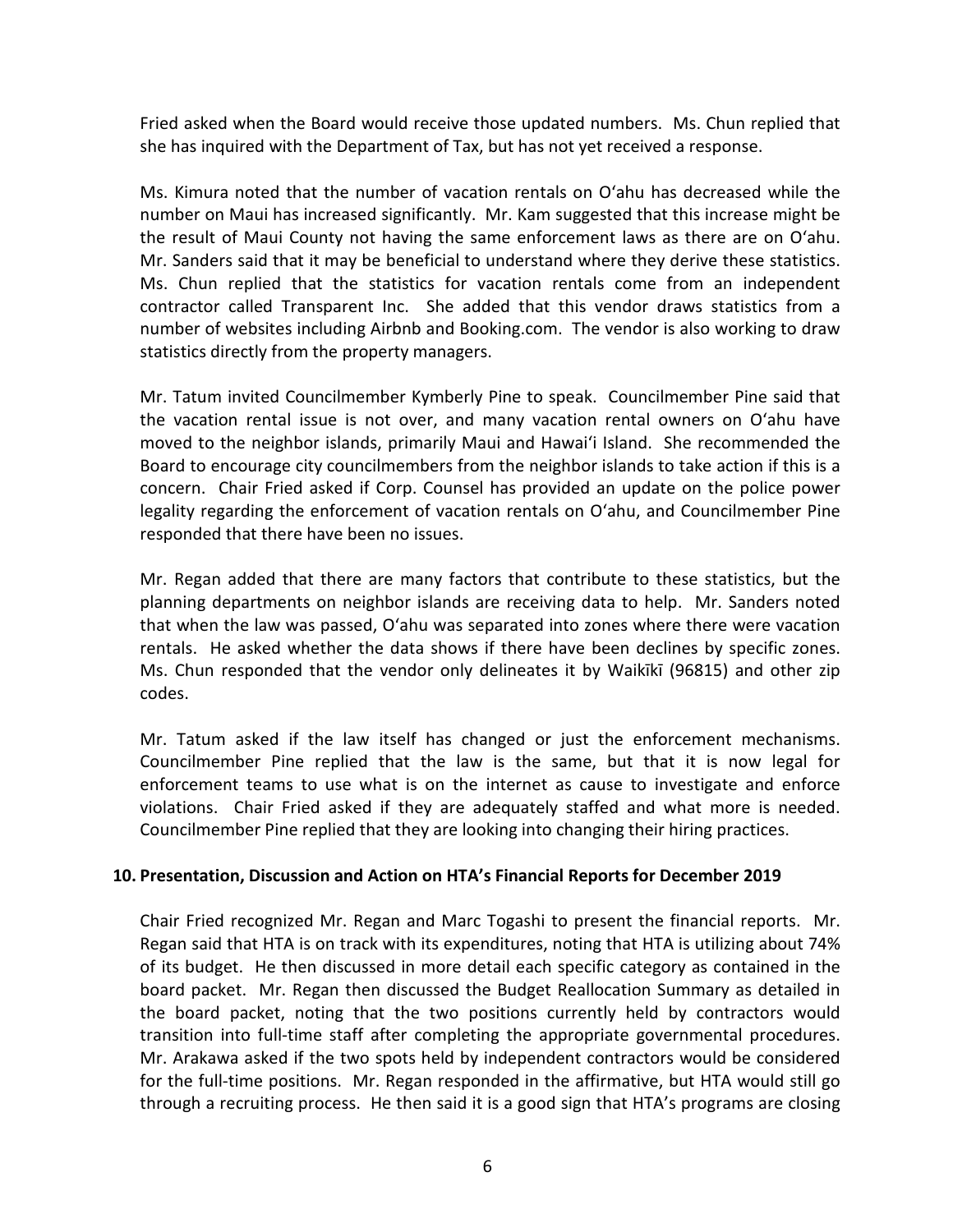Fried asked when the Board would receive those updated numbers. Ms. Chun replied that she has inquired with the Department of Tax, but has not yet received a response.

Ms. Kimura noted that the number of vacation rentals on O'ahu has decreased while the number on Maui has increased significantly. Mr. Kam suggested that this increase might be the result of Maui County not having the same enforcement laws as there are on O'ahu. Mr. Sanders said that it may be beneficial to understand where they derive these statistics. Ms. Chun replied that the statistics for vacation rentals come from an independent contractor called Transparent Inc. She added that this vendor draws statistics from a number of websites including Airbnb and Booking.com. The vendor is also working to draw statistics directly from the property managers.

Mr. Tatum invited Councilmember Kymberly Pine to speak. Councilmember Pine said that the vacation rental issue is not over, and many vacation rental owners on O'ahu have moved to the neighbor islands, primarily Maui and Hawai'i Island. She recommended the Board to encourage city councilmembers from the neighbor islands to take action if this is a concern. Chair Fried asked if Corp. Counsel has provided an update on the police power legality regarding the enforcement of vacation rentals on O'ahu, and Councilmember Pine responded that there have been no issues.

Mr. Regan added that there are many factors that contribute to these statistics, but the planning departments on neighbor islands are receiving data to help. Mr. Sanders noted that when the law was passed, O'ahu was separated into zones where there were vacation rentals. He asked whether the data shows if there have been declines by specific zones. Ms. Chun responded that the vendor only delineates it by Waikīkī (96815) and other zip codes.

Mr. Tatum asked if the law itself has changed or just the enforcement mechanisms. Councilmember Pine replied that the law is the same, but that it is now legal for enforcement teams to use what is on the internet as cause to investigate and enforce violations. Chair Fried asked if they are adequately staffed and what more is needed. Councilmember Pine replied that they are looking into changing their hiring practices.

**10. Presentation, Discussion and Action on HTA's Financial Reports for December 2019**

Chair Fried recognized Mr. Regan and Marc Togashi to present the financial reports. Mr. Regan said that HTA is on track with its expenditures, noting that HTA is utilizing about 74% of its budget. He then discussed in more detail each specific category as contained in the board packet. Mr. Regan then discussed the Budget Reallocation Summary as detailed in the board packet, noting that the two positions currently held by contractors would transition into full-time staff after completing the appropriate governmental procedures. Mr. Arakawa asked if the two spots held by independent contractors would be considered for the full-time positions. Mr. Regan responded in the affirmative, but HTA would still go through a recruiting process. He then said it is a good sign that HTA's programs are closing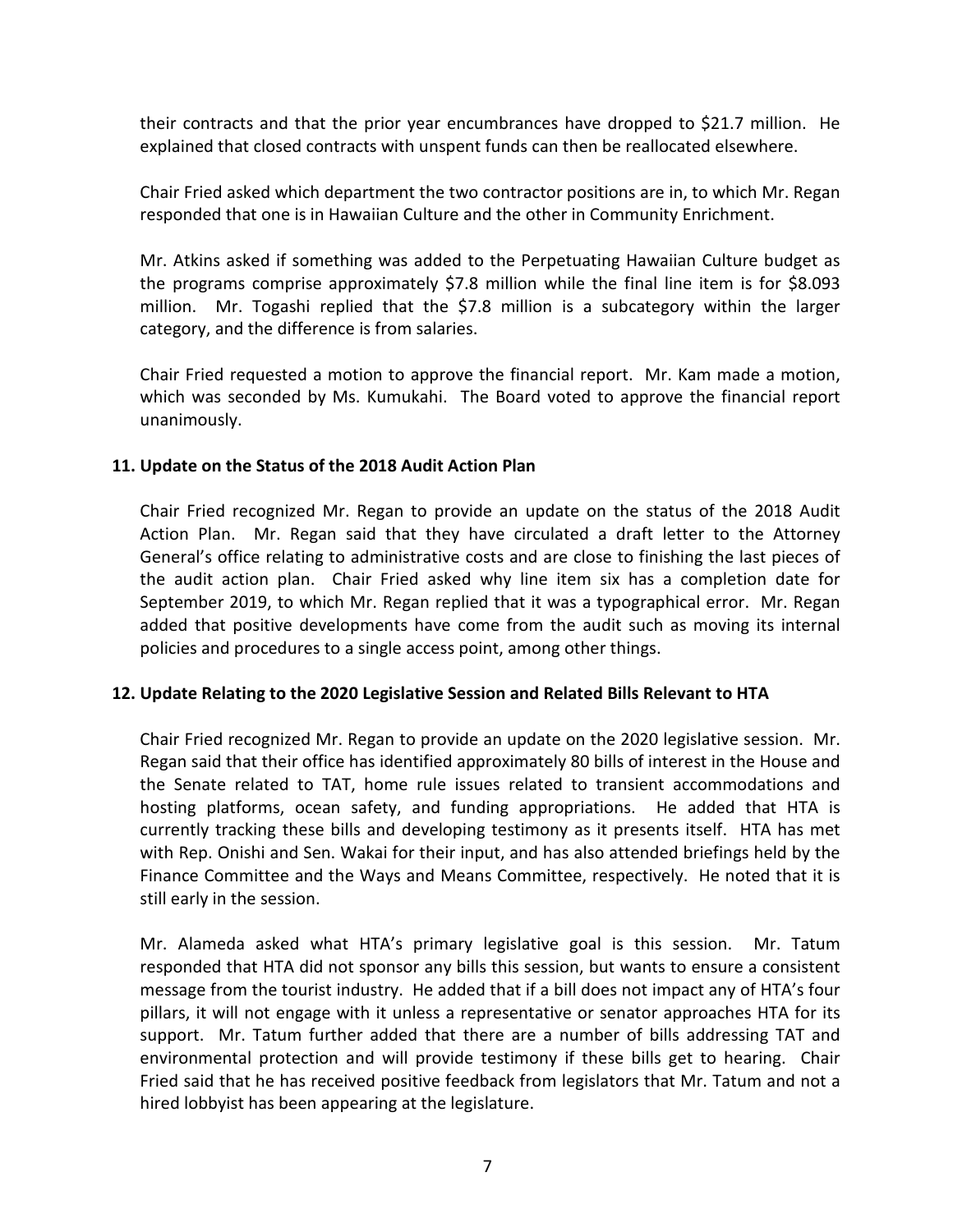their contracts and that the prior year encumbrances have dropped to $21.7 million. He explained that closed contracts with unspent funds can then be reallocated elsewhere.

Chair Fried asked which department the two contractor positions are in, to which Mr. Regan responded that one is in Hawaiian Culture and the other in Community Enrichment.

Mr. Atkins asked if something was added to the Perpetuating Hawaiian Culture budget as the programs comprise approximately $7.8 million while the final line item is for $8.093 million. Mr. Togashi replied that the $7.8 million is a subcategory within the larger category, and the difference is from salaries.

Chair Fried requested a motion to approve the financial report. Mr. Kam made a motion, which was seconded by Ms. Kumukahi. The Board voted to approve the financial report unanimously.

## 11. Update on the Status of the 2018 Audit Action Plan

Chair Fried recognized Mr. Regan to provide an update on the status of the 2018 Audit Action Plan. Mr. Regan said that they have circulated a draft letter to the Attorney General's office relating to administrative costs and are close to finishing the last pieces of the audit action plan. Chair Fried asked why line item six has a completion date for September 2019, to which Mr. Regan replied that it was a typographical error. Mr. Regan added that positive developments have come from the audit such as moving its internal policies and procedures to a single access point, among other things.

## 12. Update Relating to the 2020 Legislative Session and Related Bills Relevant to HTA

Chair Fried recognized Mr. Regan to provide an update on the 2020 legislative session. Mr. Regan said that their office has identified approximately 80 bills of interest in the House and the Senate related to TAT, home rule issues related to transient accommodations and hosting platforms, ocean safety, and funding appropriations. He added that HTA is currently tracking these bills and developing testimony as it presents itself. HTA has met with Rep. Onishi and Sen. Wakai for their input, and has also attended briefings held by the Finance Committee and the Ways and Means Committee, respectively. He noted that it is still early in the session.

Mr. Alameda asked what HTA's primary legislative goal is this session. Mr. Tatum responded that HTA did not sponsor any bills this session, but wants to ensure a consistent message from the tourist industry. He added that if a bill does not impact any of HTA's four pillars, it will not engage with it unless a representative or senator approaches HTA for its support. Mr. Tatum further added that there are a number of bills addressing TAT and environmental protection and will provide testimony if these bills get to hearing. Chair Fried said that he has received positive feedback from legislators that Mr. Tatum and not a hired lobbyist has been appearing at the legislature.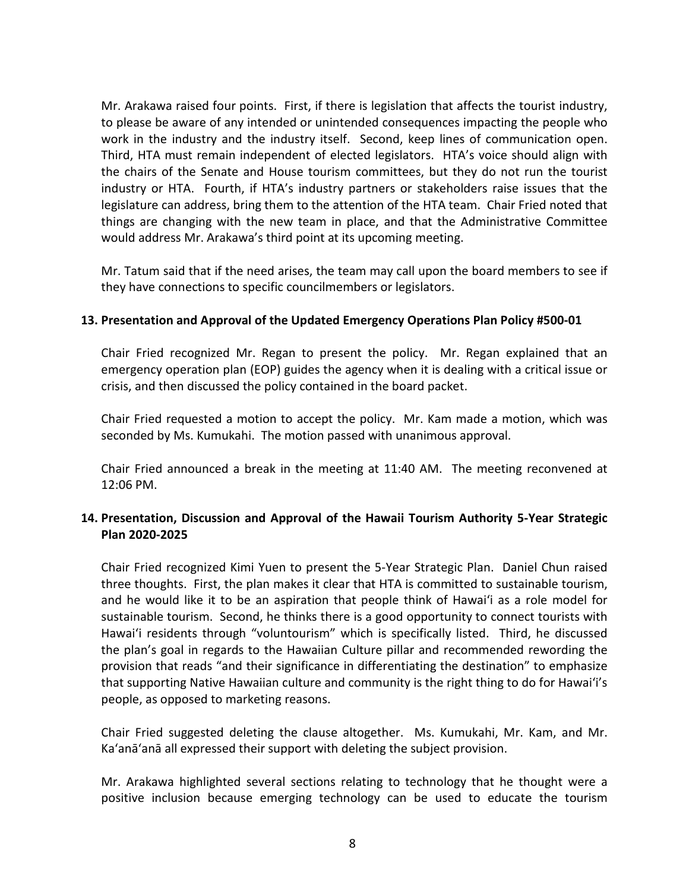Mr. Arakawa raised four points. First, if there is legislation that affects the tourist industry, to please be aware of any intended or unintended consequences impacting the people who work in the industry and the industry itself. Second, keep lines of communication open. Third, HTA must remain independent of elected legislators. HTA's voice should align with the chairs of the Senate and House tourism committees, but they do not run the tourist industry or HTA. Fourth, if HTA's industry partners or stakeholders raise issues that the legislature can address, bring them to the attention of the HTA team. Chair Fried noted that things are changing with the new team in place, and that the Administrative Committee would address Mr. Arakawa's third point at its upcoming meeting.

Mr. Tatum said that if the need arises, the team may call upon the board members to see if they have connections to specific councilmembers or legislators.

**13. Presentation and Approval of the Updated Emergency Operations Plan Policy #500-01**

Chair Fried recognized Mr. Regan to present the policy. Mr. Regan explained that an emergency operation plan (EOP) guides the agency when it is dealing with a critical issue or crisis, and then discussed the policy contained in the board packet.

Chair Fried requested a motion to accept the policy. Mr. Kam made a motion, which was seconded by Ms. Kumukahi. The motion passed with unanimous approval.

Chair Fried announced a break in the meeting at 11:40 AM. The meeting reconvened at 12:06 PM.

**14. Presentation, Discussion and Approval of the Hawaii Tourism Authority 5-Year Strategic Plan 2020-2025**

Chair Fried recognized Kimi Yuen to present the 5-Year Strategic Plan. Daniel Chun raised three thoughts. First, the plan makes it clear that HTA is committed to sustainable tourism, and he would like it to be an aspiration that people think of Hawaiʻi as a role model for sustainable tourism. Second, he thinks there is a good opportunity to connect tourists with Hawaiʻi residents through "voluntourism" which is specifically listed. Third, he discussed the plan's goal in regards to the Hawaiian Culture pillar and recommended rewording the provision that reads "and their significance in differentiating the destination" to emphasize that supporting Native Hawaiian culture and community is the right thing to do for Hawaiʻi's people, as opposed to marketing reasons.

Chair Fried suggested deleting the clause altogether. Ms. Kumukahi, Mr. Kam, and Mr. Kaʻanāʻanā all expressed their support with deleting the subject provision.

Mr. Arakawa highlighted several sections relating to technology that he thought were a positive inclusion because emerging technology can be used to educate the tourism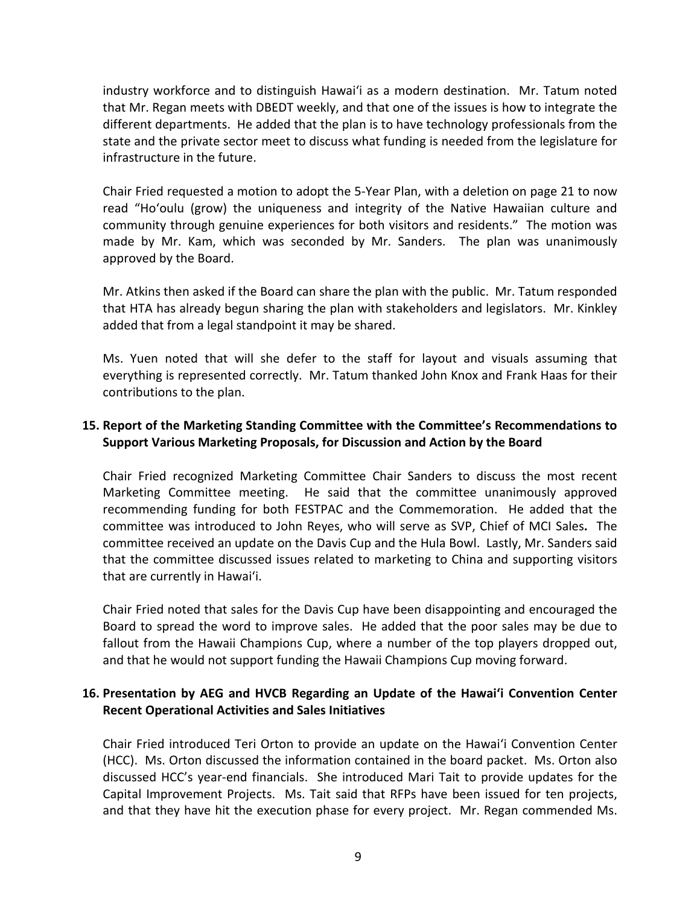industry workforce and to distinguish Hawai'i as a modern destination. Mr. Tatum noted that Mr. Regan meets with DBEDT weekly, and that one of the issues is how to integrate the different departments. He added that the plan is to have technology professionals from the state and the private sector meet to discuss what funding is needed from the legislature for infrastructure in the future.

Chair Fried requested a motion to adopt the 5-Year Plan, with a deletion on page 21 to now read "Ho'oulu (grow) the uniqueness and integrity of the Native Hawaiian culture and community through genuine experiences for both visitors and residents." The motion was made by Mr. Kam, which was seconded by Mr. Sanders. The plan was unanimously approved by the Board.

Mr. Atkins then asked if the Board can share the plan with the public. Mr. Tatum responded that HTA has already begun sharing the plan with stakeholders and legislators. Mr. Kinkley added that from a legal standpoint it may be shared.

Ms. Yuen noted that will she defer to the staff for layout and visuals assuming that everything is represented correctly. Mr. Tatum thanked John Knox and Frank Haas for their contributions to the plan.

**15. Report of the Marketing Standing Committee with the Committee's Recommendations to Support Various Marketing Proposals, for Discussion and Action by the Board**

Chair Fried recognized Marketing Committee Chair Sanders to discuss the most recent Marketing Committee meeting. He said that the committee unanimously approved recommending funding for both FESTPAC and the Commemoration. He added that the committee was introduced to John Reyes, who will serve as SVP, Chief of MCI Sales**.** The committee received an update on the Davis Cup and the Hula Bowl. Lastly, Mr. Sanders said that the committee discussed issues related to marketing to China and supporting visitors that are currently in Hawai'i.

Chair Fried noted that sales for the Davis Cup have been disappointing and encouraged the Board to spread the word to improve sales. He added that the poor sales may be due to fallout from the Hawaii Champions Cup, where a number of the top players dropped out, and that he would not support funding the Hawaii Champions Cup moving forward.

**16. Presentation by AEG and HVCB Regarding an Update of the Hawai'i Convention Center Recent Operational Activities and Sales Initiatives**

Chair Fried introduced Teri Orton to provide an update on the Hawai'i Convention Center (HCC). Ms. Orton discussed the information contained in the board packet. Ms. Orton also discussed HCC's year-end financials. She introduced Mari Tait to provide updates for the Capital Improvement Projects. Ms. Tait said that RFPs have been issued for ten projects, and that they have hit the execution phase for every project. Mr. Regan commended Ms.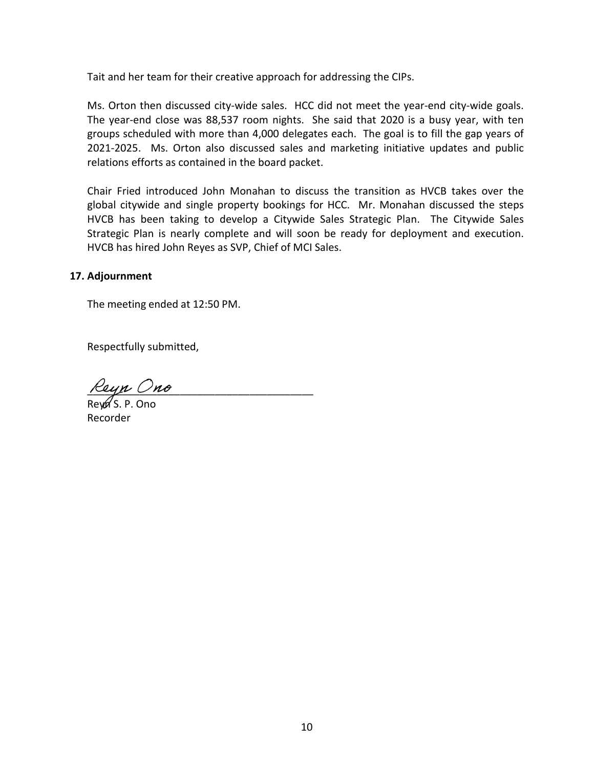Tait and her team for their creative approach for addressing the CIPs.

Ms. Orton then discussed city-wide sales. HCC did not meet the year-end city-wide goals. The year-end close was 88,537 room nights. She said that 2020 is a busy year, with ten groups scheduled with more than 4,000 delegates each. The goal is to fill the gap years of 2021-2025. Ms. Orton also discussed sales and marketing initiative updates and public relations efforts as contained in the board packet.

Chair Fried introduced John Monahan to discuss the transition as HVCB takes over the global citywide and single property bookings for HCC. Mr. Monahan discussed the steps HVCB has been taking to develop a Citywide Sales Strategic Plan. The Citywide Sales Strategic Plan is nearly complete and will soon be ready for deployment and execution. HVCB has hired John Reyes as SVP, Chief of MCI Sales.

**17. Adjournment**

The meeting ended at 12:50 PM.

Respectfully submitted,

Reyn Ono
___________________________________
Reyn S. P. Ono
Recorder